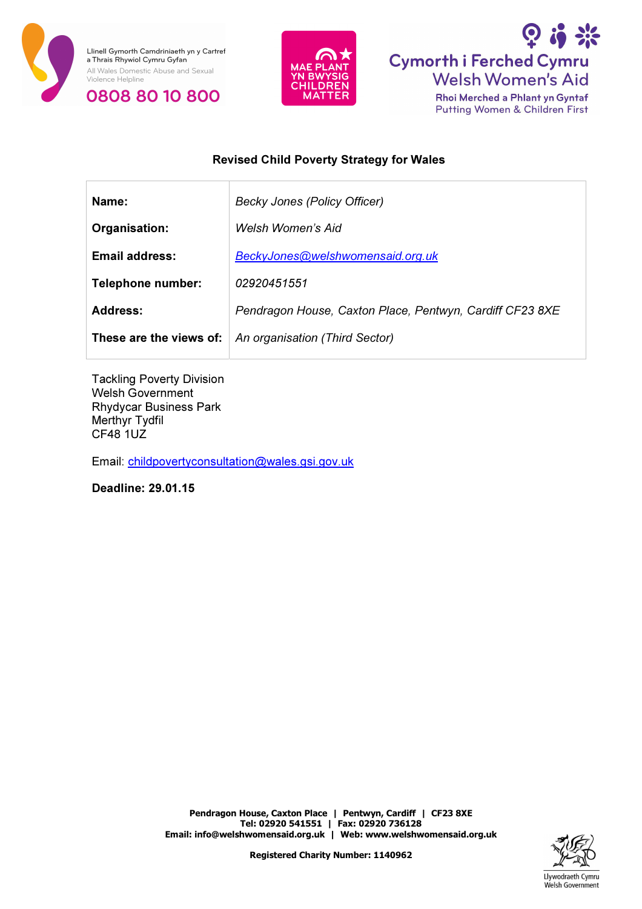Llinell Gymorth Camdriniaeth yn y Cartref a Thrais Rhywiol Cymru Gyfan

All Wales Domestic Abuse and Sexual Violence Helpline

0808 80 10 800

MAE PLANT YN BWYSIG CHILDREN MATTER

Cymorth i Ferched Cymru
Welsh Women's Aid

Rhoi Merched a Phlant yn Gyntaf
Putting Women & Children First

**Revised Child Poverty Strategy for Wales**

| | |
|---|---|
| **Name:** | *Becky Jones (Policy Officer)* |
| **Organisation:** | *Welsh Women's Aid* |
| **Email address:** | *BeckyJones@welshwomensaid.org.uk* |
| **Telephone number:** | *02920451551* |
| **Address:** | *Pendragon House, Caxton Place, Pentwyn, Cardiff CF23 8XE* |
| **These are the views of:** | *An organisation (Third Sector)* |

Tackling Poverty Division
Welsh Government
Rhydycar Business Park
Merthyr Tydfil
CF48 1UZ

Email: childpovertyconsultation@wales.gsi.gov.uk

**Deadline: 29.01.15**

**Pendragon House, Caxton Place | Pentwyn, Cardiff | CF23 8XE**
**Tel: 02920 541551 | Fax: 02920 736128**
**Email: info@welshwomensaid.org.uk | Web: www.welshwomensaid.org.uk**

**Registered Charity Number: 1140962**

Llywodraeth Cymru
Welsh Government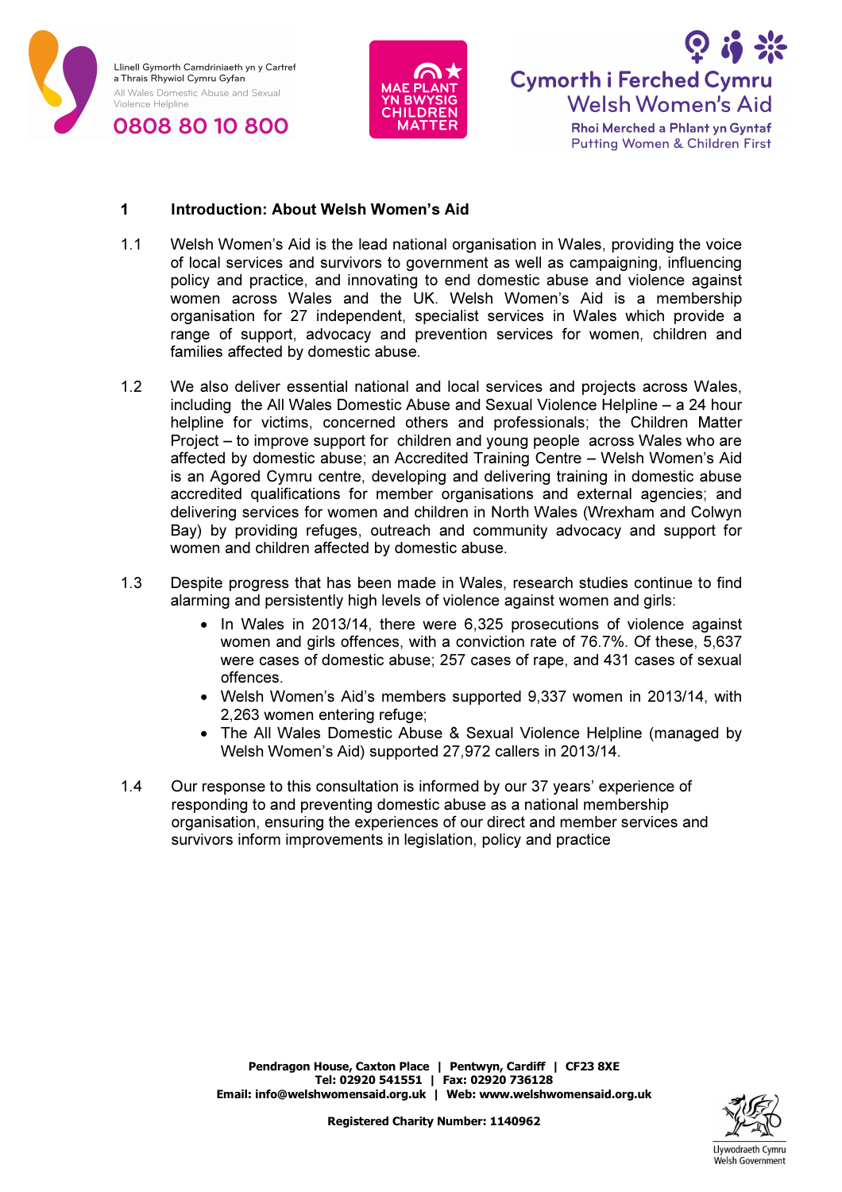## 1 Introduction: About Welsh Women's Aid

1.1 Welsh Women's Aid is the lead national organisation in Wales, providing the voice of local services and survivors to government as well as campaigning, influencing policy and practice, and innovating to end domestic abuse and violence against women across Wales and the UK. Welsh Women's Aid is a membership organisation for 27 independent, specialist services in Wales which provide a range of support, advocacy and prevention services for women, children and families affected by domestic abuse.

1.2 We also deliver essential national and local services and projects across Wales, including the All Wales Domestic Abuse and Sexual Violence Helpline – a 24 hour helpline for victims, concerned others and professionals; the Children Matter Project – to improve support for children and young people across Wales who are affected by domestic abuse; an Accredited Training Centre – Welsh Women's Aid is an Agored Cymru centre, developing and delivering training in domestic abuse accredited qualifications for member organisations and external agencies; and delivering services for women and children in North Wales (Wrexham and Colwyn Bay) by providing refuges, outreach and community advocacy and support for women and children affected by domestic abuse.

1.3 Despite progress that has been made in Wales, research studies continue to find alarming and persistently high levels of violence against women and girls:

- In Wales in 2013/14, there were 6,325 prosecutions of violence against women and girls offences, with a conviction rate of 76.7%. Of these, 5,637 were cases of domestic abuse; 257 cases of rape, and 431 cases of sexual offences.
- Welsh Women's Aid's members supported 9,337 women in 2013/14, with 2,263 women entering refuge;
- The All Wales Domestic Abuse & Sexual Violence Helpline (managed by Welsh Women's Aid) supported 27,972 callers in 2013/14.

1.4 Our response to this consultation is informed by our 37 years' experience of responding to and preventing domestic abuse as a national membership organisation, ensuring the experiences of our direct and member services and survivors inform improvements in legislation, policy and practice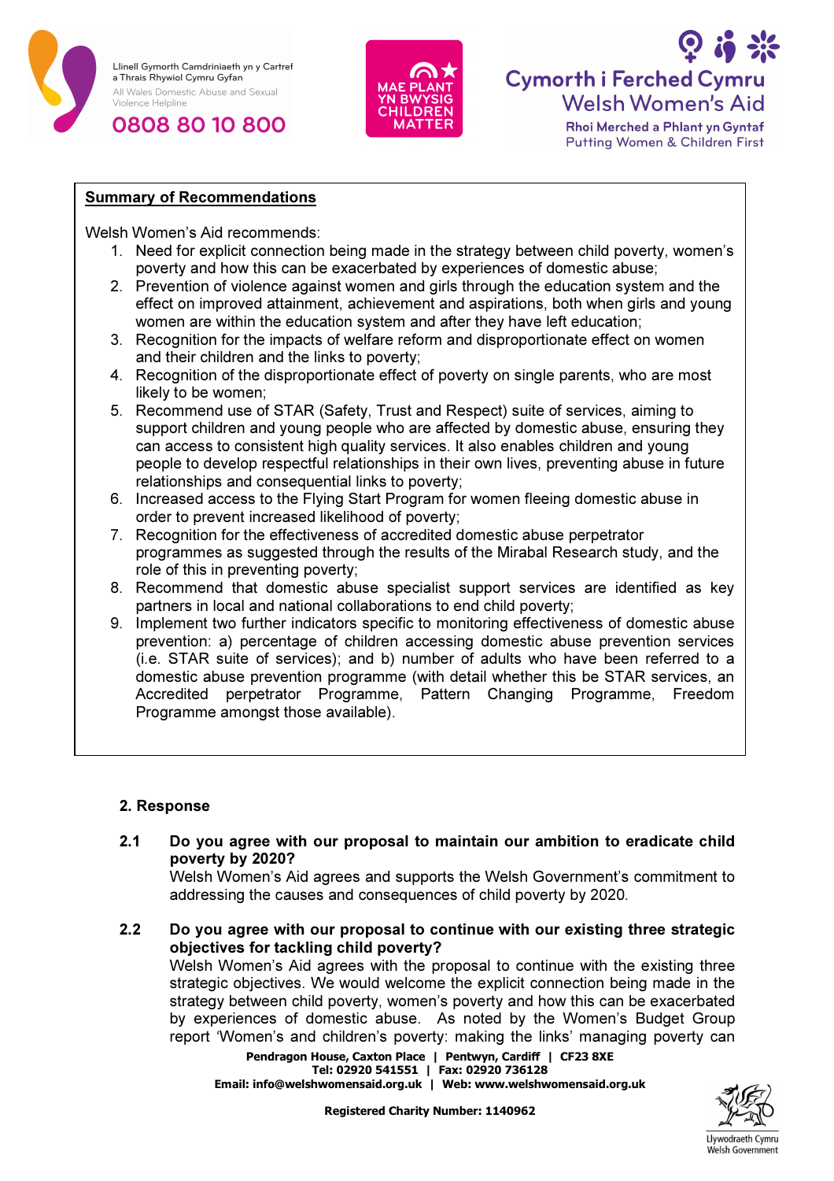**Summary of Recommendations**

Welsh Women's Aid recommends:

1. Need for explicit connection being made in the strategy between child poverty, women's poverty and how this can be exacerbated by experiences of domestic abuse;
2. Prevention of violence against women and girls through the education system and the effect on improved attainment, achievement and aspirations, both when girls and young women are within the education system and after they have left education;
3. Recognition for the impacts of welfare reform and disproportionate effect on women and their children and the links to poverty;
4. Recognition of the disproportionate effect of poverty on single parents, who are most likely to be women;
5. Recommend use of STAR (Safety, Trust and Respect) suite of services, aiming to support children and young people who are affected by domestic abuse, ensuring they can access to consistent high quality services. It also enables children and young people to develop respectful relationships in their own lives, preventing abuse in future relationships and consequential links to poverty;
6. Increased access to the Flying Start Program for women fleeing domestic abuse in order to prevent increased likelihood of poverty;
7. Recognition for the effectiveness of accredited domestic abuse perpetrator programmes as suggested through the results of the Mirabal Research study, and the role of this in preventing poverty;
8. Recommend that domestic abuse specialist support services are identified as key partners in local and national collaborations to end child poverty;
9. Implement two further indicators specific to monitoring effectiveness of domestic abuse prevention: a) percentage of children accessing domestic abuse prevention services (i.e. STAR suite of services); and b) number of adults who have been referred to a domestic abuse prevention programme (with detail whether this be STAR services, an Accredited perpetrator Programme, Pattern Changing Programme, Freedom Programme amongst those available).

## 2. Response

**2.1 Do you agree with our proposal to maintain our ambition to eradicate child poverty by 2020?**

Welsh Women's Aid agrees and supports the Welsh Government's commitment to addressing the causes and consequences of child poverty by 2020.

**2.2 Do you agree with our proposal to continue with our existing three strategic objectives for tackling child poverty?**

Welsh Women's Aid agrees with the proposal to continue with the existing three strategic objectives. We would welcome the explicit connection being made in the strategy between child poverty, women's poverty and how this can be exacerbated by experiences of domestic abuse. As noted by the Women's Budget Group report 'Women's and children's poverty: making the links' managing poverty can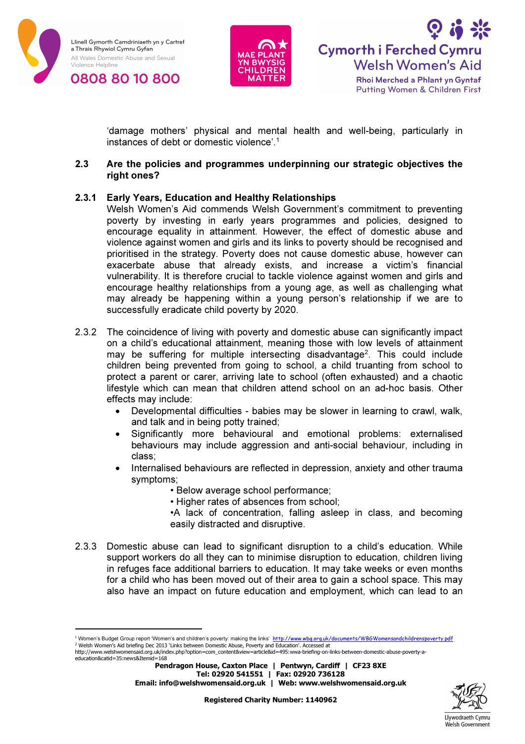'damage mothers' physical and mental health and well-being, particularly in instances of debt or domestic violence'.[1]

## 2.3 Are the policies and programmes underpinning our strategic objectives the right ones?

### 2.3.1 Early Years, Education and Healthy Relationships

Welsh Women's Aid commends Welsh Government's commitment to preventing poverty by investing in early years programmes and policies, designed to encourage equality in attainment. However, the effect of domestic abuse and violence against women and girls and its links to poverty should be recognised and prioritised in the strategy. Poverty does not cause domestic abuse, however can exacerbate abuse that already exists, and increase a victim's financial vulnerability. It is therefore crucial to tackle violence against women and girls and encourage healthy relationships from a young age, as well as challenging what may already be happening within a young person's relationship if we are to successfully eradicate child poverty by 2020.

2.3.2 The coincidence of living with poverty and domestic abuse can significantly impact on a child's educational attainment, meaning those with low levels of attainment may be suffering for multiple intersecting disadvantage[2]. This could include children being prevented from going to school, a child truanting from school to protect a parent or carer, arriving late to school (often exhausted) and a chaotic lifestyle which can mean that children attend school on an ad-hoc basis. Other effects may include:

- Developmental difficulties - babies may be slower in learning to crawl, walk, and talk and in being potty trained;
- Significantly more behavioural and emotional problems: externalised behaviours may include aggression and anti-social behaviour, including in class;
- Internalised behaviours are reflected in depression, anxiety and other trauma symptoms;
  - Below average school performance;
  - Higher rates of absences from school;
  - A lack of concentration, falling asleep in class, and becoming easily distracted and disruptive.

2.3.3 Domestic abuse can lead to significant disruption to a child's education. While support workers do all they can to minimise disruption to education, children living in refuges face additional barriers to education. It may take weeks or even months for a child who has been moved out of their area to gain a school space. This may also have an impact on future education and employment, which can lead to an

---

[1] Women's Budget Group report 'Women's and children's poverty: making the links' http://www.wbg.org.uk/documents/WBGWomensandchildrenspoverty.pdf

[2] Welsh Women's Aid briefing Dec 2013 'Links between Domestic Abuse, Poverty and Education'. Accessed at http://www.welshwomensaid.org.uk/index.php?option=com_content&view=article&id=495:wwa-briefing-on-links-between-domestic-abuse-poverty-a-education&catid=35:news&Itemid=168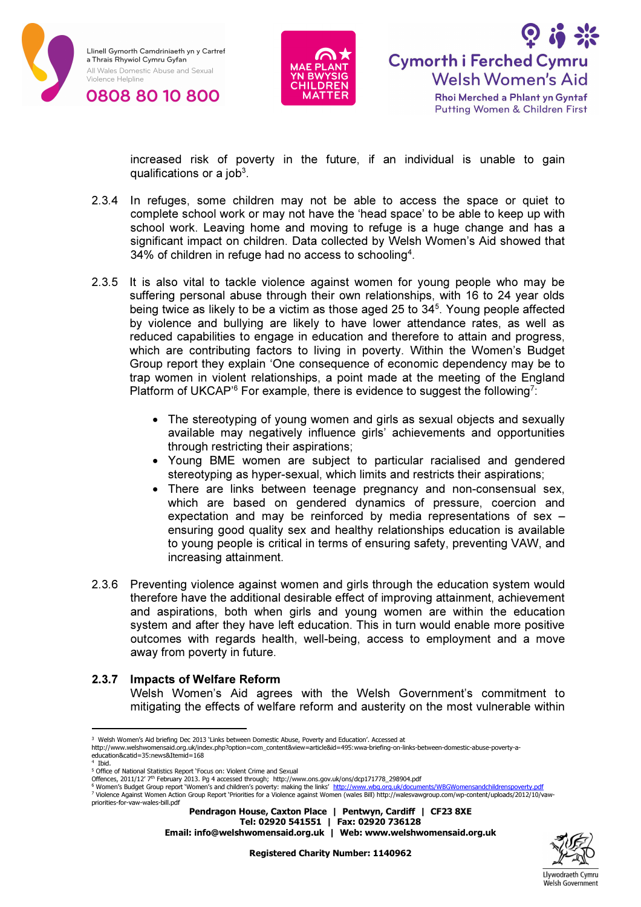increased risk of poverty in the future, if an individual is unable to gain qualifications or a job[3].

2.3.4 In refuges, some children may not be able to access the space or quiet to complete school work or may not have the 'head space' to be able to keep up with school work. Leaving home and moving to refuge is a huge change and has a significant impact on children. Data collected by Welsh Women's Aid showed that 34% of children in refuge had no access to schooling[4].

2.3.5 It is also vital to tackle violence against women for young people who may be suffering personal abuse through their own relationships, with 16 to 24 year olds being twice as likely to be a victim as those aged 25 to 34[5]. Young people affected by violence and bullying are likely to have lower attendance rates, as well as reduced capabilities to engage in education and therefore to attain and progress, which are contributing factors to living in poverty. Within the Women's Budget Group report they explain 'One consequence of economic dependency may be to trap women in violent relationships, a point made at the meeting of the England Platform of UKCAP'[6] For example, there is evidence to suggest the following[7]:

- The stereotyping of young women and girls as sexual objects and sexually available may negatively influence girls' achievements and opportunities through restricting their aspirations;
- Young BME women are subject to particular racialised and gendered stereotyping as hyper-sexual, which limits and restricts their aspirations;
- There are links between teenage pregnancy and non-consensual sex, which are based on gendered dynamics of pressure, coercion and expectation and may be reinforced by media representations of sex – ensuring good quality sex and healthy relationships education is available to young people is critical in terms of ensuring safety, preventing VAW, and increasing attainment.

2.3.6 Preventing violence against women and girls through the education system would therefore have the additional desirable effect of improving attainment, achievement and aspirations, both when girls and young women are within the education system and after they have left education. This in turn would enable more positive outcomes with regards health, well-being, access to employment and a move away from poverty in future.

### 2.3.7 Impacts of Welfare Reform

Welsh Women's Aid agrees with the Welsh Government's commitment to mitigating the effects of welfare reform and austerity on the most vulnerable within

---

[3] Welsh Women's Aid briefing Dec 2013 'Links between Domestic Abuse, Poverty and Education'. Accessed at http://www.welshwomensaid.org.uk/index.php?option=com_content&view=article&id=495:wwa-briefing-on-links-between-domestic-abuse-poverty-a-education&catid=35:news&Itemid=168

[4] Ibid.

[5] Office of National Statistics Report 'Focus on: Violent Crime and Sexual Offences, 2011/12' 7th February 2013. Pg 4 accessed through; http://www.ons.gov.uk/ons/dcp171778_298904.pdf

[6] Women's Budget Group report 'Women's and children's poverty: making the links' http://www.wbg.org.uk/documents/WBGWomensandchildrenspoverty.pdf

[7] Violence Against Women Action Group Report 'Priorities for a Violence against Women (wales Bill) http://walesvawgroup.com/wp-content/uploads/2012/10/vaw-priorities-for-vaw-wales-bill.pdf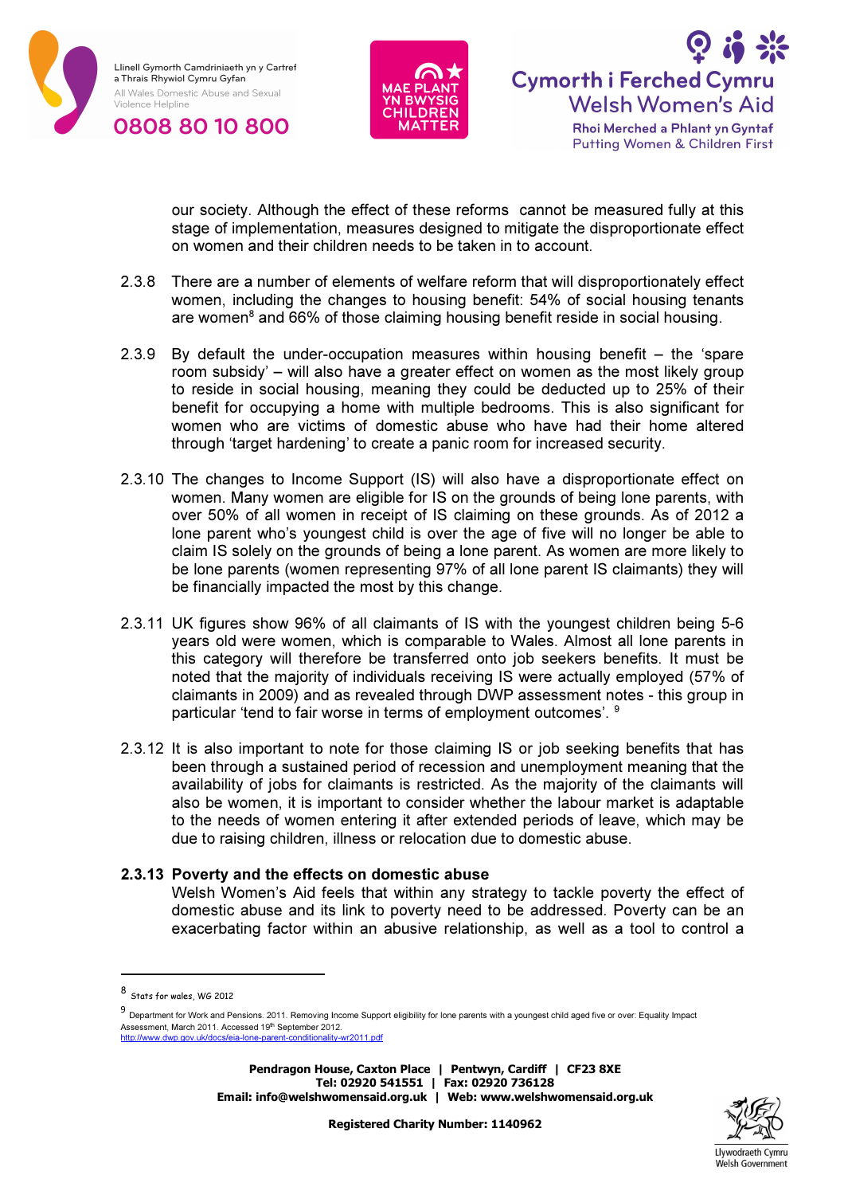our society. Although the effect of these reforms cannot be measured fully at this stage of implementation, measures designed to mitigate the disproportionate effect on women and their children needs to be taken in to account.

2.3.8 There are a number of elements of welfare reform that will disproportionately effect women, including the changes to housing benefit: 54% of social housing tenants are women[8] and 66% of those claiming housing benefit reside in social housing.

2.3.9 By default the under-occupation measures within housing benefit – the 'spare room subsidy' – will also have a greater effect on women as the most likely group to reside in social housing, meaning they could be deducted up to 25% of their benefit for occupying a home with multiple bedrooms. This is also significant for women who are victims of domestic abuse who have had their home altered through 'target hardening' to create a panic room for increased security.

2.3.10 The changes to Income Support (IS) will also have a disproportionate effect on women. Many women are eligible for IS on the grounds of being lone parents, with over 50% of all women in receipt of IS claiming on these grounds. As of 2012 a lone parent who's youngest child is over the age of five will no longer be able to claim IS solely on the grounds of being a lone parent. As women are more likely to be lone parents (women representing 97% of all lone parent IS claimants) they will be financially impacted the most by this change.

2.3.11 UK figures show 96% of all claimants of IS with the youngest children being 5-6 years old were women, which is comparable to Wales. Almost all lone parents in this category will therefore be transferred onto job seekers benefits. It must be noted that the majority of individuals receiving IS were actually employed (57% of claimants in 2009) and as revealed through DWP assessment notes - this group in particular 'tend to fair worse in terms of employment outcomes'. [9]

2.3.12 It is also important to note for those claiming IS or job seeking benefits that has been through a sustained period of recession and unemployment meaning that the availability of jobs for claimants is restricted. As the majority of the claimants will also be women, it is important to consider whether the labour market is adaptable to the needs of women entering it after extended periods of leave, which may be due to raising children, illness or relocation due to domestic abuse.

**2.3.13 Poverty and the effects on domestic abuse**

Welsh Women's Aid feels that within any strategy to tackle poverty the effect of domestic abuse and its link to poverty need to be addressed. Poverty can be an exacerbating factor within an abusive relationship, as well as a tool to control a

---

[8] Stats for wales, WG 2012

[9] Department for Work and Pensions. 2011. Removing Income Support eligibility for lone parents with a youngest child aged five or over: Equality Impact Assessment, March 2011. Accessed 19th September 2012. http://www.dwp.gov.uk/docs/eia-lone-parent-conditionality-wr2011.pdf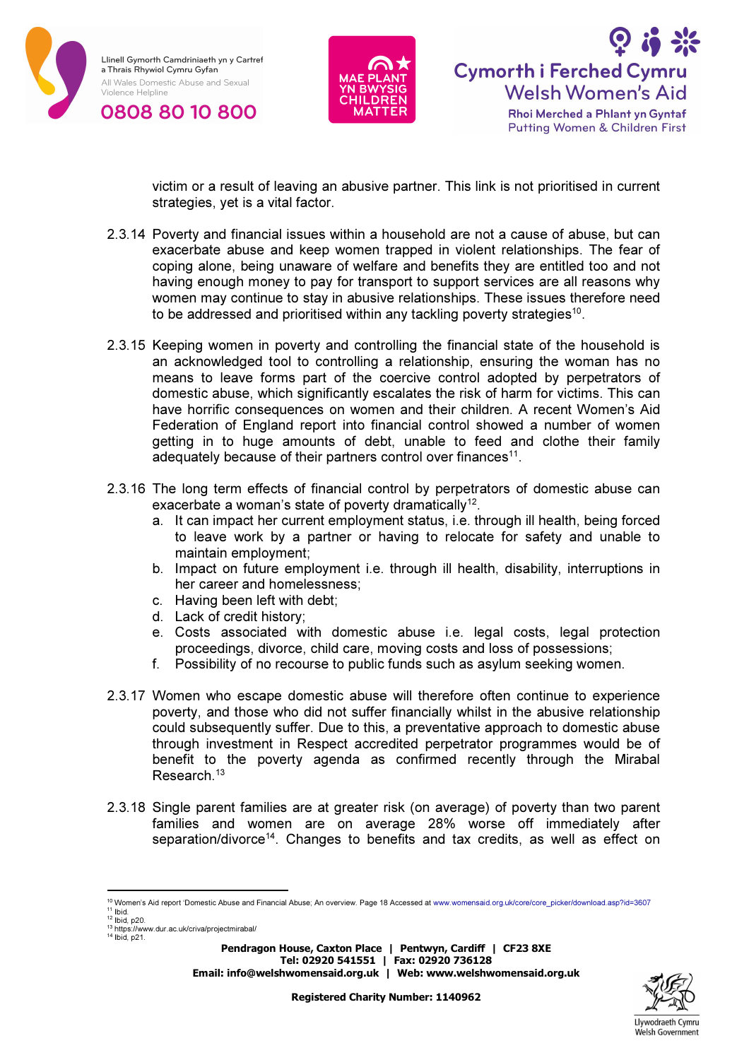victim or a result of leaving an abusive partner. This link is not prioritised in current strategies, yet is a vital factor.

2.3.14 Poverty and financial issues within a household are not a cause of abuse, but can exacerbate abuse and keep women trapped in violent relationships. The fear of coping alone, being unaware of welfare and benefits they are entitled too and not having enough money to pay for transport to support services are all reasons why women may continue to stay in abusive relationships. These issues therefore need to be addressed and prioritised within any tackling poverty strategies[10].

2.3.15 Keeping women in poverty and controlling the financial state of the household is an acknowledged tool to controlling a relationship, ensuring the woman has no means to leave forms part of the coercive control adopted by perpetrators of domestic abuse, which significantly escalates the risk of harm for victims. This can have horrific consequences on women and their children. A recent Women's Aid Federation of England report into financial control showed a number of women getting in to huge amounts of debt, unable to feed and clothe their family adequately because of their partners control over finances[11].

2.3.16 The long term effects of financial control by perpetrators of domestic abuse can exacerbate a woman's state of poverty dramatically[12].

a. It can impact her current employment status, i.e. through ill health, being forced to leave work by a partner or having to relocate for safety and unable to maintain employment;
b. Impact on future employment i.e. through ill health, disability, interruptions in her career and homelessness;
c. Having been left with debt;
d. Lack of credit history;
e. Costs associated with domestic abuse i.e. legal costs, legal protection proceedings, divorce, child care, moving costs and loss of possessions;
f. Possibility of no recourse to public funds such as asylum seeking women.

2.3.17 Women who escape domestic abuse will therefore often continue to experience poverty, and those who did not suffer financially whilst in the abusive relationship could subsequently suffer. Due to this, a preventative approach to domestic abuse through investment in Respect accredited perpetrator programmes would be of benefit to the poverty agenda as confirmed recently through the Mirabal Research.[13]

2.3.18 Single parent families are at greater risk (on average) of poverty than two parent families and women are on average 28% worse off immediately after separation/divorce[14]. Changes to benefits and tax credits, as well as effect on

---

[10] Women's Aid report 'Domestic Abuse and Financial Abuse; An overview. Page 18 Accessed at www.womensaid.org.uk/core/core_picker/download.asp?id=3607
[11] Ibid.
[12] Ibid, p20.
[13] https://www.dur.ac.uk/criva/projectmirabal/
[14] Ibid, p21.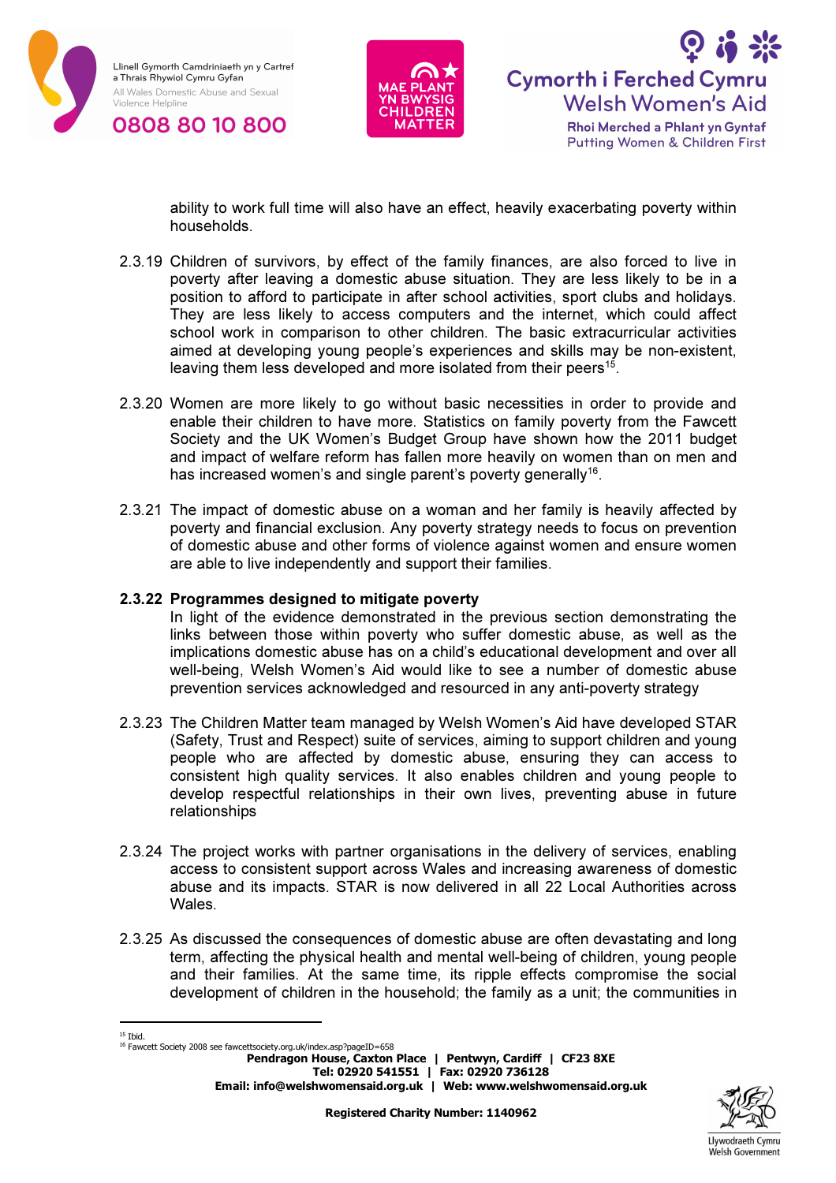ability to work full time will also have an effect, heavily exacerbating poverty within households.

2.3.19 Children of survivors, by effect of the family finances, are also forced to live in poverty after leaving a domestic abuse situation. They are less likely to be in a position to afford to participate in after school activities, sport clubs and holidays. They are less likely to access computers and the internet, which could affect school work in comparison to other children. The basic extracurricular activities aimed at developing young people's experiences and skills may be non-existent, leaving them less developed and more isolated from their peers[15].

2.3.20 Women are more likely to go without basic necessities in order to provide and enable their children to have more. Statistics on family poverty from the Fawcett Society and the UK Women's Budget Group have shown how the 2011 budget and impact of welfare reform has fallen more heavily on women than on men and has increased women's and single parent's poverty generally[16].

2.3.21 The impact of domestic abuse on a woman and her family is heavily affected by poverty and financial exclusion. Any poverty strategy needs to focus on prevention of domestic abuse and other forms of violence against women and ensure women are able to live independently and support their families.

**2.3.22 Programmes designed to mitigate poverty**

In light of the evidence demonstrated in the previous section demonstrating the links between those within poverty who suffer domestic abuse, as well as the implications domestic abuse has on a child's educational development and over all well-being, Welsh Women's Aid would like to see a number of domestic abuse prevention services acknowledged and resourced in any anti-poverty strategy

2.3.23 The Children Matter team managed by Welsh Women's Aid have developed STAR (Safety, Trust and Respect) suite of services, aiming to support children and young people who are affected by domestic abuse, ensuring they can access to consistent high quality services. It also enables children and young people to develop respectful relationships in their own lives, preventing abuse in future relationships

2.3.24 The project works with partner organisations in the delivery of services, enabling access to consistent support across Wales and increasing awareness of domestic abuse and its impacts. STAR is now delivered in all 22 Local Authorities across Wales.

2.3.25 As discussed the consequences of domestic abuse are often devastating and long term, affecting the physical health and mental well-being of children, young people and their families. At the same time, its ripple effects compromise the social development of children in the household; the family as a unit; the communities in

---

[15] Ibid.

[16] Fawcett Society 2008 see fawcettsociety.org.uk/index.asp?pageID=658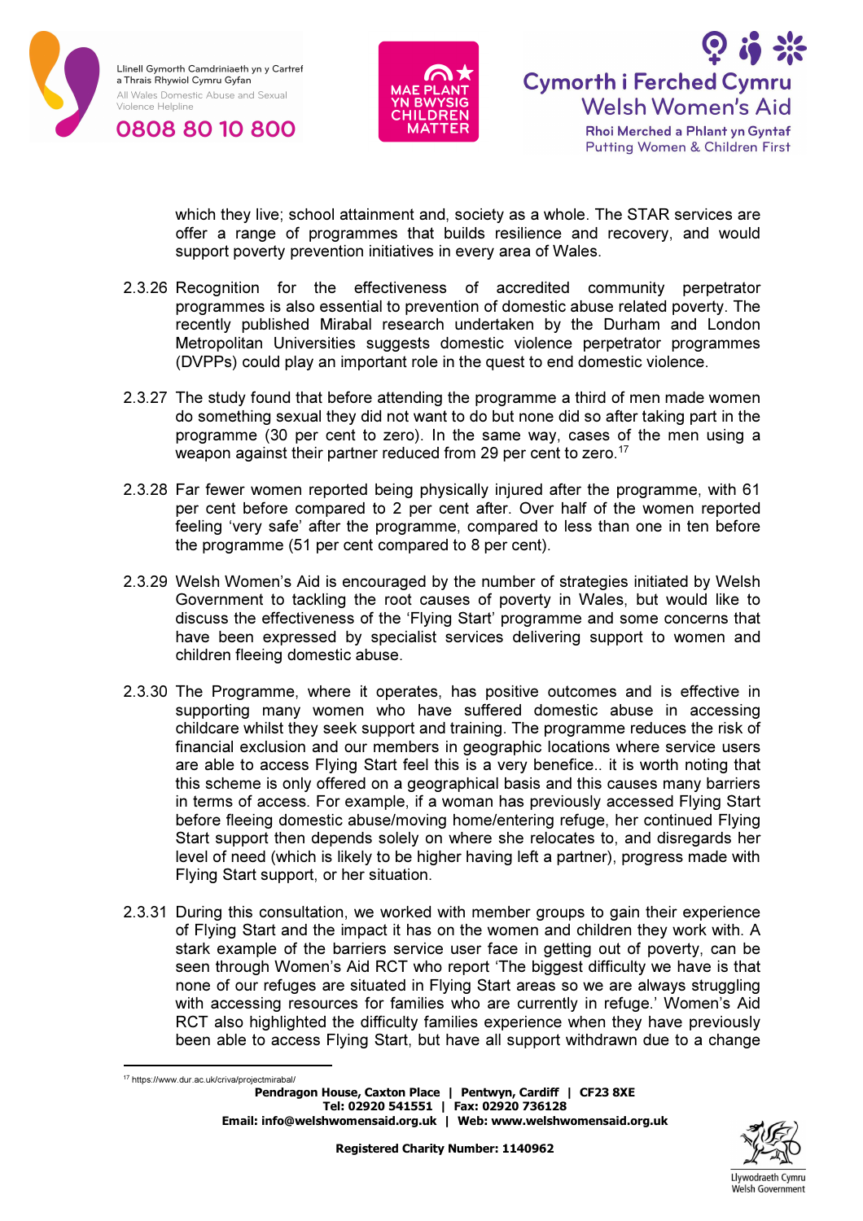which they live; school attainment and, society as a whole. The STAR services are offer a range of programmes that builds resilience and recovery, and would support poverty prevention initiatives in every area of Wales.

2.3.26 Recognition for the effectiveness of accredited community perpetrator programmes is also essential to prevention of domestic abuse related poverty. The recently published Mirabal research undertaken by the Durham and London Metropolitan Universities suggests domestic violence perpetrator programmes (DVPPs) could play an important role in the quest to end domestic violence.

2.3.27 The study found that before attending the programme a third of men made women do something sexual they did not want to do but none did so after taking part in the programme (30 per cent to zero). In the same way, cases of the men using a weapon against their partner reduced from 29 per cent to zero.[17]

2.3.28 Far fewer women reported being physically injured after the programme, with 61 per cent before compared to 2 per cent after. Over half of the women reported feeling 'very safe' after the programme, compared to less than one in ten before the programme (51 per cent compared to 8 per cent).

2.3.29 Welsh Women's Aid is encouraged by the number of strategies initiated by Welsh Government to tackling the root causes of poverty in Wales, but would like to discuss the effectiveness of the 'Flying Start' programme and some concerns that have been expressed by specialist services delivering support to women and children fleeing domestic abuse.

2.3.30 The Programme, where it operates, has positive outcomes and is effective in supporting many women who have suffered domestic abuse in accessing childcare whilst they seek support and training. The programme reduces the risk of financial exclusion and our members in geographic locations where service users are able to access Flying Start feel this is a very benefice.. it is worth noting that this scheme is only offered on a geographical basis and this causes many barriers in terms of access. For example, if a woman has previously accessed Flying Start before fleeing domestic abuse/moving home/entering refuge, her continued Flying Start support then depends solely on where she relocates to, and disregards her level of need (which is likely to be higher having left a partner), progress made with Flying Start support, or her situation.

2.3.31 During this consultation, we worked with member groups to gain their experience of Flying Start and the impact it has on the women and children they work with. A stark example of the barriers service user face in getting out of poverty, can be seen through Women's Aid RCT who report 'The biggest difficulty we have is that none of our refuges are situated in Flying Start areas so we are always struggling with accessing resources for families who are currently in refuge.' Women's Aid RCT also highlighted the difficulty families experience when they have previously been able to access Flying Start, but have all support withdrawn due to a change

[17] https://www.dur.ac.uk/criva/projectmirabal/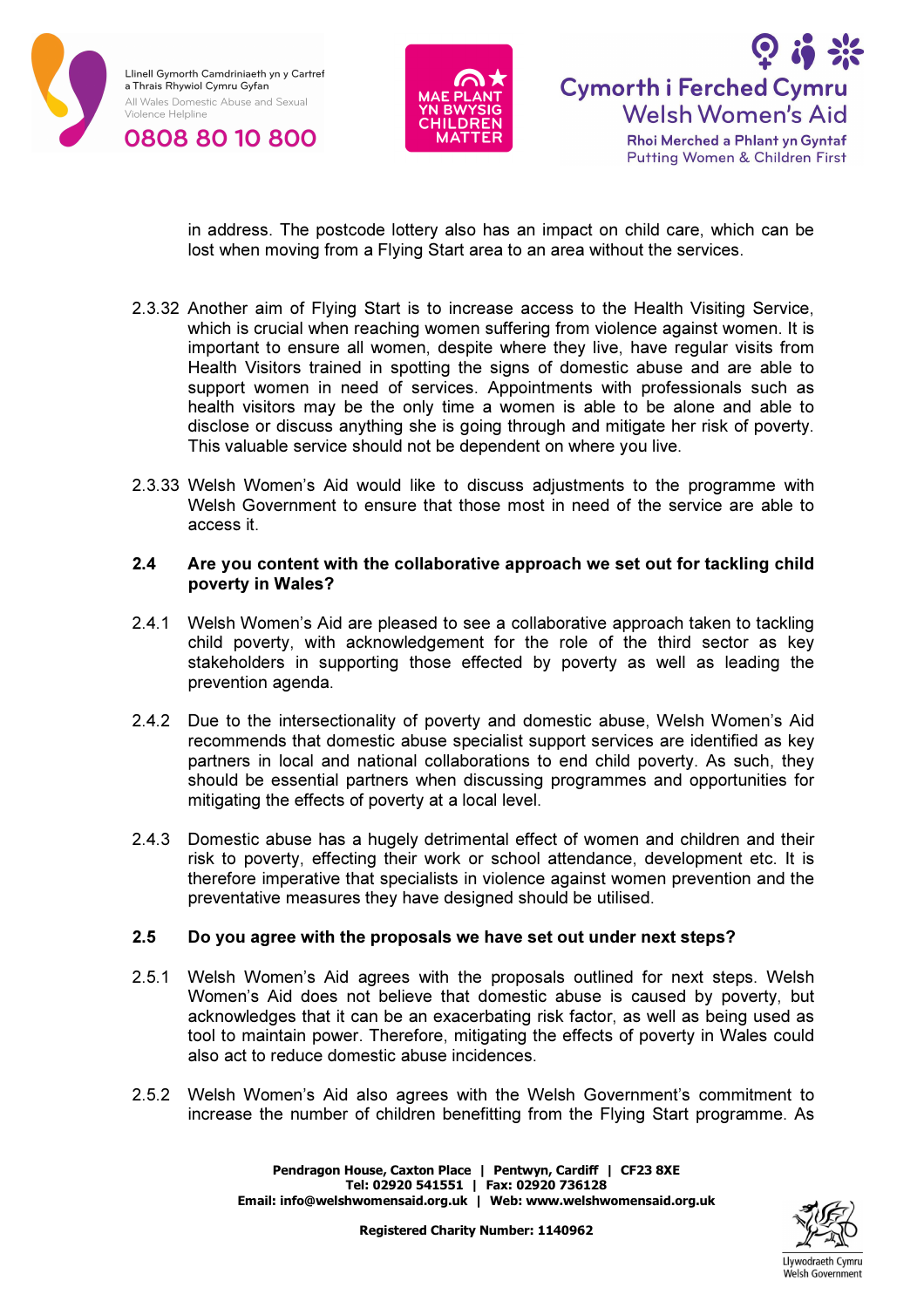in address. The postcode lottery also has an impact on child care, which can be lost when moving from a Flying Start area to an area without the services.

2.3.32 Another aim of Flying Start is to increase access to the Health Visiting Service, which is crucial when reaching women suffering from violence against women. It is important to ensure all women, despite where they live, have regular visits from Health Visitors trained in spotting the signs of domestic abuse and are able to support women in need of services. Appointments with professionals such as health visitors may be the only time a women is able to be alone and able to disclose or discuss anything she is going through and mitigate her risk of poverty. This valuable service should not be dependent on where you live.

2.3.33 Welsh Women's Aid would like to discuss adjustments to the programme with Welsh Government to ensure that those most in need of the service are able to access it.

**2.4 Are you content with the collaborative approach we set out for tackling child poverty in Wales?**

2.4.1 Welsh Women's Aid are pleased to see a collaborative approach taken to tackling child poverty, with acknowledgement for the role of the third sector as key stakeholders in supporting those effected by poverty as well as leading the prevention agenda.

2.4.2 Due to the intersectionality of poverty and domestic abuse, Welsh Women's Aid recommends that domestic abuse specialist support services are identified as key partners in local and national collaborations to end child poverty. As such, they should be essential partners when discussing programmes and opportunities for mitigating the effects of poverty at a local level.

2.4.3 Domestic abuse has a hugely detrimental effect of women and children and their risk to poverty, effecting their work or school attendance, development etc. It is therefore imperative that specialists in violence against women prevention and the preventative measures they have designed should be utilised.

**2.5 Do you agree with the proposals we have set out under next steps?**

2.5.1 Welsh Women's Aid agrees with the proposals outlined for next steps. Welsh Women's Aid does not believe that domestic abuse is caused by poverty, but acknowledges that it can be an exacerbating risk factor, as well as being used as tool to maintain power. Therefore, mitigating the effects of poverty in Wales could also act to reduce domestic abuse incidences.

2.5.2 Welsh Women's Aid also agrees with the Welsh Government's commitment to increase the number of children benefitting from the Flying Start programme. As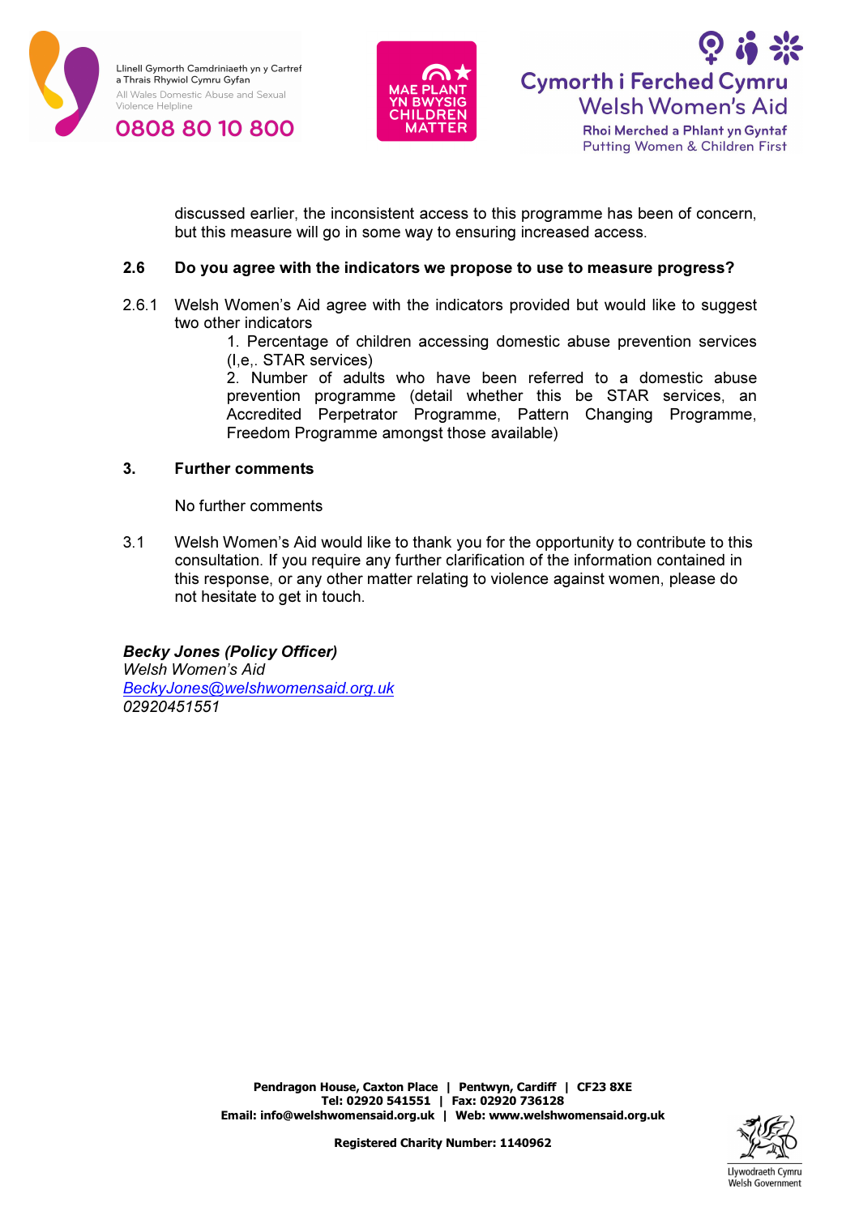discussed earlier, the inconsistent access to this programme has been of concern, but this measure will go in some way to ensuring increased access.

**2.6 Do you agree with the indicators we propose to use to measure progress?**

2.6.1 Welsh Women's Aid agree with the indicators provided but would like to suggest two other indicators

1. Percentage of children accessing domestic abuse prevention services (I,e,. STAR services)
2. Number of adults who have been referred to a domestic abuse prevention programme (detail whether this be STAR services, an Accredited Perpetrator Programme, Pattern Changing Programme, Freedom Programme amongst those available)

## 3. Further comments

No further comments

3.1 Welsh Women's Aid would like to thank you for the opportunity to contribute to this consultation. If you require any further clarification of the information contained in this response, or any other matter relating to violence against women, please do not hesitate to get in touch.

***Becky Jones (Policy Officer)***
*Welsh Women's Aid*
*BeckyJones@welshwomensaid.org.uk*
*02920451551*